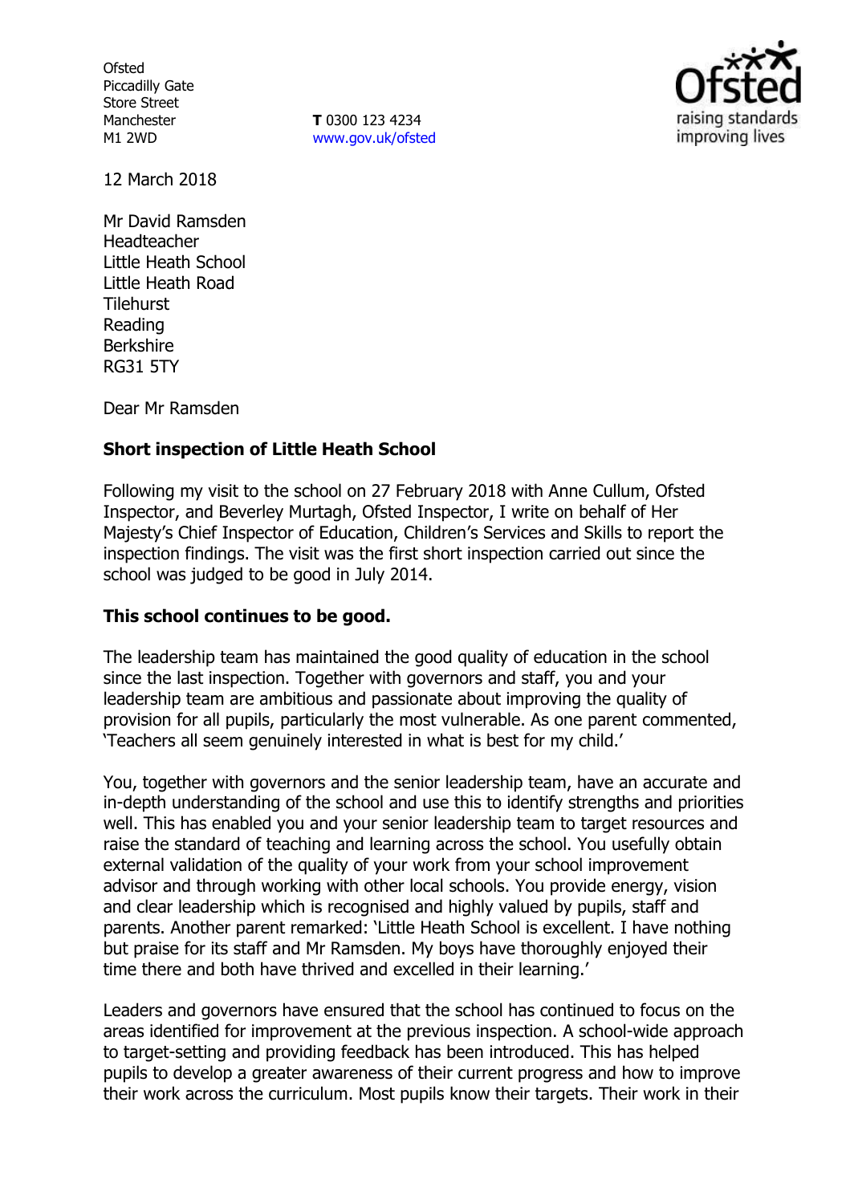Ofsted
Piccadilly Gate
Store Street
Manchester
M1 2WD

**T** 0300 123 4234
www.gov.uk/ofsted

12 March 2018

Mr David Ramsden
Headteacher
Little Heath School
Little Heath Road
Tilehurst
Reading
Berkshire
RG31 5TY

Dear Mr Ramsden

**Short inspection of Little Heath School**

Following my visit to the school on 27 February 2018 with Anne Cullum, Ofsted Inspector, and Beverley Murtagh, Ofsted Inspector, I write on behalf of Her Majesty's Chief Inspector of Education, Children's Services and Skills to report the inspection findings. The visit was the first short inspection carried out since the school was judged to be good in July 2014.

**This school continues to be good.**

The leadership team has maintained the good quality of education in the school since the last inspection. Together with governors and staff, you and your leadership team are ambitious and passionate about improving the quality of provision for all pupils, particularly the most vulnerable. As one parent commented, 'Teachers all seem genuinely interested in what is best for my child.'

You, together with governors and the senior leadership team, have an accurate and in-depth understanding of the school and use this to identify strengths and priorities well. This has enabled you and your senior leadership team to target resources and raise the standard of teaching and learning across the school. You usefully obtain external validation of the quality of your work from your school improvement advisor and through working with other local schools. You provide energy, vision and clear leadership which is recognised and highly valued by pupils, staff and parents. Another parent remarked: 'Little Heath School is excellent. I have nothing but praise for its staff and Mr Ramsden. My boys have thoroughly enjoyed their time there and both have thrived and excelled in their learning.'

Leaders and governors have ensured that the school has continued to focus on the areas identified for improvement at the previous inspection. A school-wide approach to target-setting and providing feedback has been introduced. This has helped pupils to develop a greater awareness of their current progress and how to improve their work across the curriculum. Most pupils know their targets. Their work in their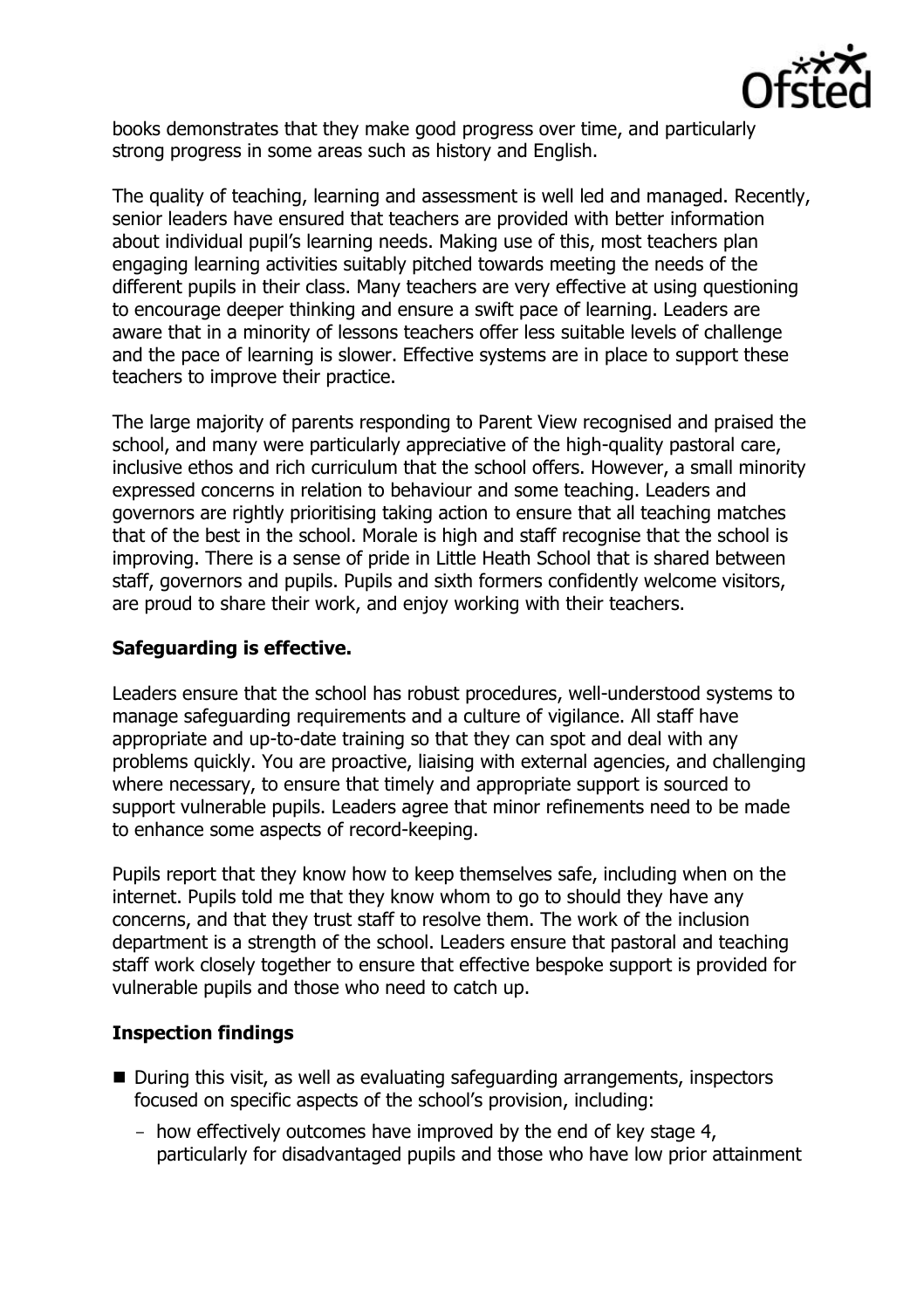books demonstrates that they make good progress over time, and particularly strong progress in some areas such as history and English.

The quality of teaching, learning and assessment is well led and managed. Recently, senior leaders have ensured that teachers are provided with better information about individual pupil's learning needs. Making use of this, most teachers plan engaging learning activities suitably pitched towards meeting the needs of the different pupils in their class. Many teachers are very effective at using questioning to encourage deeper thinking and ensure a swift pace of learning. Leaders are aware that in a minority of lessons teachers offer less suitable levels of challenge and the pace of learning is slower. Effective systems are in place to support these teachers to improve their practice.

The large majority of parents responding to Parent View recognised and praised the school, and many were particularly appreciative of the high-quality pastoral care, inclusive ethos and rich curriculum that the school offers. However, a small minority expressed concerns in relation to behaviour and some teaching. Leaders and governors are rightly prioritising taking action to ensure that all teaching matches that of the best in the school. Morale is high and staff recognise that the school is improving. There is a sense of pride in Little Heath School that is shared between staff, governors and pupils. Pupils and sixth formers confidently welcome visitors, are proud to share their work, and enjoy working with their teachers.

**Safeguarding is effective.**

Leaders ensure that the school has robust procedures, well-understood systems to manage safeguarding requirements and a culture of vigilance. All staff have appropriate and up-to-date training so that they can spot and deal with any problems quickly. You are proactive, liaising with external agencies, and challenging where necessary, to ensure that timely and appropriate support is sourced to support vulnerable pupils. Leaders agree that minor refinements need to be made to enhance some aspects of record-keeping.

Pupils report that they know how to keep themselves safe, including when on the internet. Pupils told me that they know whom to go to should they have any concerns, and that they trust staff to resolve them. The work of the inclusion department is a strength of the school. Leaders ensure that pastoral and teaching staff work closely together to ensure that effective bespoke support is provided for vulnerable pupils and those who need to catch up.

**Inspection findings**

- During this visit, as well as evaluating safeguarding arrangements, inspectors focused on specific aspects of the school's provision, including:
  - how effectively outcomes have improved by the end of key stage 4, particularly for disadvantaged pupils and those who have low prior attainment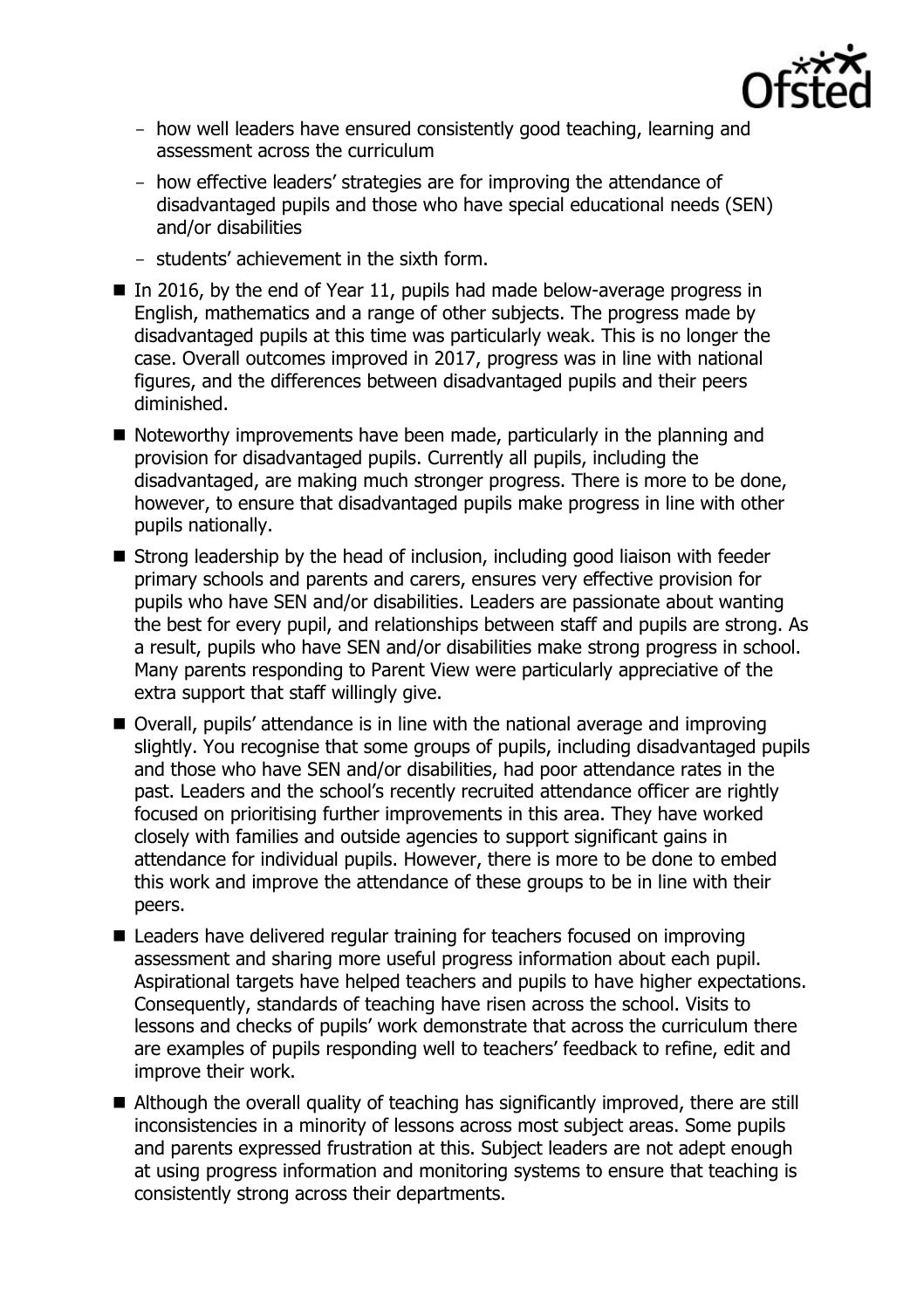- how well leaders have ensured consistently good teaching, learning and assessment across the curriculum
  - how effective leaders' strategies are for improving the attendance of disadvantaged pupils and those who have special educational needs (SEN) and/or disabilities
  - students' achievement in the sixth form.

- In 2016, by the end of Year 11, pupils had made below-average progress in English, mathematics and a range of other subjects. The progress made by disadvantaged pupils at this time was particularly weak. This is no longer the case. Overall outcomes improved in 2017, progress was in line with national figures, and the differences between disadvantaged pupils and their peers diminished.
- Noteworthy improvements have been made, particularly in the planning and provision for disadvantaged pupils. Currently all pupils, including the disadvantaged, are making much stronger progress. There is more to be done, however, to ensure that disadvantaged pupils make progress in line with other pupils nationally.
- Strong leadership by the head of inclusion, including good liaison with feeder primary schools and parents and carers, ensures very effective provision for pupils who have SEN and/or disabilities. Leaders are passionate about wanting the best for every pupil, and relationships between staff and pupils are strong. As a result, pupils who have SEN and/or disabilities make strong progress in school. Many parents responding to Parent View were particularly appreciative of the extra support that staff willingly give.
- Overall, pupils' attendance is in line with the national average and improving slightly. You recognise that some groups of pupils, including disadvantaged pupils and those who have SEN and/or disabilities, had poor attendance rates in the past. Leaders and the school's recently recruited attendance officer are rightly focused on prioritising further improvements in this area. They have worked closely with families and outside agencies to support significant gains in attendance for individual pupils. However, there is more to be done to embed this work and improve the attendance of these groups to be in line with their peers.
- Leaders have delivered regular training for teachers focused on improving assessment and sharing more useful progress information about each pupil. Aspirational targets have helped teachers and pupils to have higher expectations. Consequently, standards of teaching have risen across the school. Visits to lessons and checks of pupils' work demonstrate that across the curriculum there are examples of pupils responding well to teachers' feedback to refine, edit and improve their work.
- Although the overall quality of teaching has significantly improved, there are still inconsistencies in a minority of lessons across most subject areas. Some pupils and parents expressed frustration at this. Subject leaders are not adept enough at using progress information and monitoring systems to ensure that teaching is consistently strong across their departments.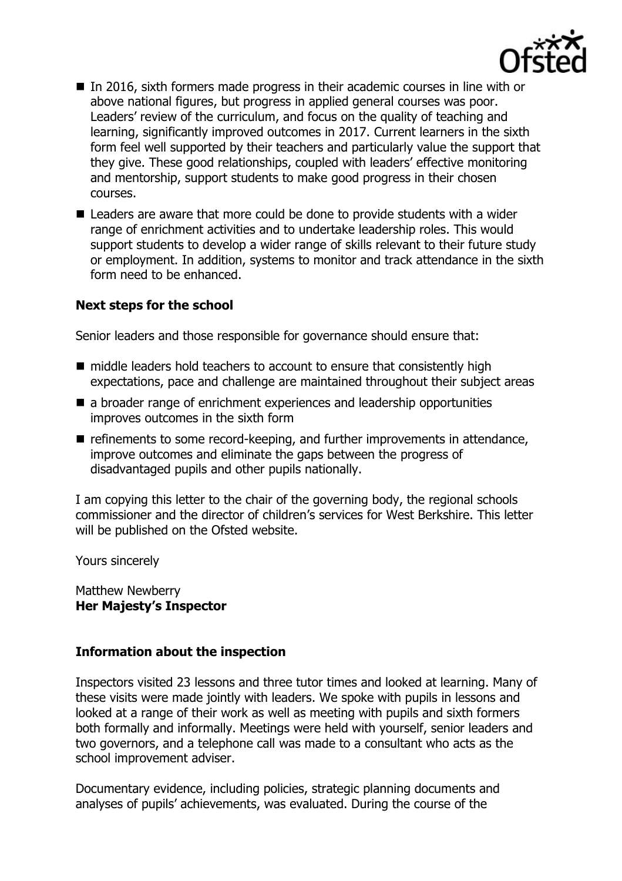- In 2016, sixth formers made progress in their academic courses in line with or above national figures, but progress in applied general courses was poor. Leaders' review of the curriculum, and focus on the quality of teaching and learning, significantly improved outcomes in 2017. Current learners in the sixth form feel well supported by their teachers and particularly value the support that they give. These good relationships, coupled with leaders' effective monitoring and mentorship, support students to make good progress in their chosen courses.
- Leaders are aware that more could be done to provide students with a wider range of enrichment activities and to undertake leadership roles. This would support students to develop a wider range of skills relevant to their future study or employment. In addition, systems to monitor and track attendance in the sixth form need to be enhanced.

**Next steps for the school**

Senior leaders and those responsible for governance should ensure that:

- middle leaders hold teachers to account to ensure that consistently high expectations, pace and challenge are maintained throughout their subject areas
- a broader range of enrichment experiences and leadership opportunities improves outcomes in the sixth form
- refinements to some record-keeping, and further improvements in attendance, improve outcomes and eliminate the gaps between the progress of disadvantaged pupils and other pupils nationally.

I am copying this letter to the chair of the governing body, the regional schools commissioner and the director of children's services for West Berkshire. This letter will be published on the Ofsted website.

Yours sincerely

Matthew Newberry
**Her Majesty's Inspector**

**Information about the inspection**

Inspectors visited 23 lessons and three tutor times and looked at learning. Many of these visits were made jointly with leaders. We spoke with pupils in lessons and looked at a range of their work as well as meeting with pupils and sixth formers both formally and informally. Meetings were held with yourself, senior leaders and two governors, and a telephone call was made to a consultant who acts as the school improvement adviser.

Documentary evidence, including policies, strategic planning documents and analyses of pupils' achievements, was evaluated. During the course of the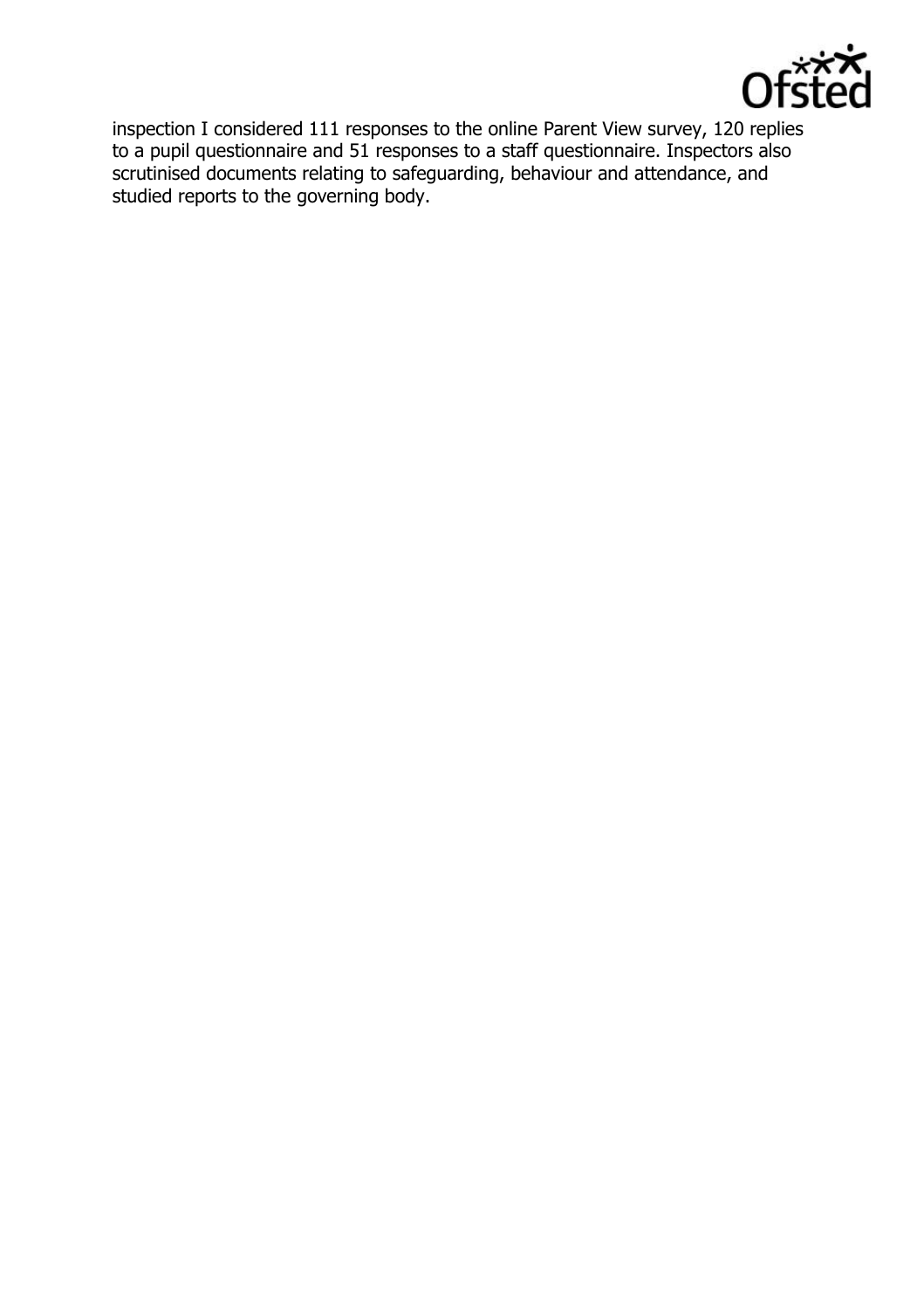inspection I considered 111 responses to the online Parent View survey, 120 replies to a pupil questionnaire and 51 responses to a staff questionnaire. Inspectors also scrutinised documents relating to safeguarding, behaviour and attendance, and studied reports to the governing body.